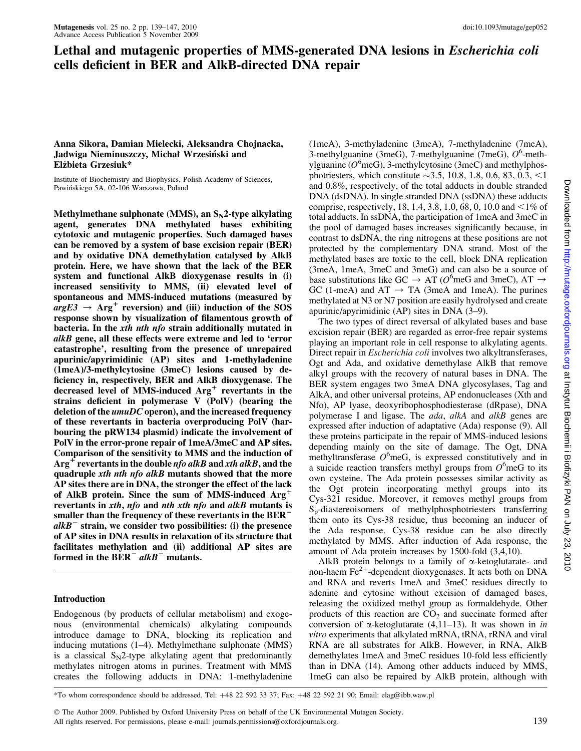# Lethal and mutagenic properties of MMS-generated DNA lesions in *Escherichia coli* cells deficient in BER and AlkB-directed DNA repair

**Anna Sikora, Damian Mielecki, Aleksandra Chojnacka, Jadwiga Nieminuszczy, Michał Wrzesiński and Elżbieta Grzesiuk***

Institute of Biochemistry and Biophysics, Polish Academy of Sciences, Pawińskiego 5A, 02-106 Warszawa, Poland

**Methylmethane sulphonate (MMS), an $S_N2$-type alkylating agent, generates DNA methylated bases exhibiting cytotoxic and mutagenic properties. Such damaged bases can be removed by a system of base excision repair (BER) and by oxidative DNA demethylation catalysed by AlkB protein. Here, we have shown that the lack of the BER system and functional AlkB dioxygenase results in (i) increased sensitivity to MMS, (ii) elevated level of spontaneous and MMS-induced mutations (measured by *argE3* → $Arg^+$ reversion) and (iii) induction of the SOS response shown by visualization of filamentous growth of bacteria. In the *xth nth nfo* strain additionally mutated in *alkB* gene, all these effects were extreme and led to 'error catastrophe', resulting from the presence of unrepaired apurinic/apyrimidinic (AP) sites and 1-methyladenine (1meA)/3-methylcytosine (3meC) lesions caused by deficiency in, respectively, BER and AlkB dioxygenase. The decreased level of MMS-induced $Arg^+$ revertants in the strains deficient in polymerase V (PolV) (bearing the deletion of the *umuDC* operon), and the increased frequency of these revertants in bacteria overproducing PolV (harbouring the pRW134 plasmid) indicate the involvement of PolV in the error-prone repair of 1meA/3meC and AP sites. Comparison of the sensitivity to MMS and the induction of $Arg^+$ revertants in the double *nfo alkB* and *xth alkB*, and the quadruple *xth nth nfo alkB* mutants showed that the more AP sites there are in DNA, the stronger the effect of the lack of AlkB protein. Since the sum of MMS-induced $Arg^+$ revertants in *xth*, *nfo* and *nth xth nfo* and *alkB* mutants is smaller than the frequency of these revertants in the $BER^-$ $alkB^-$ strain, we consider two possibilities: (i) the presence of AP sites in DNA results in relaxation of its structure that facilitates methylation and (ii) additional AP sites are formed in the $BER^-$ $alkB^-$ mutants.**

## Introduction

Endogenous (by products of cellular metabolism) and exogenous (environmental chemicals) alkylating compounds introduce damage to DNA, blocking its replication and inducing mutations (1–4). Methylmethane sulphonate (MMS) is a classical $S_N2$-type alkylating agent that predominantly methylates nitrogen atoms in purines. Treatment with MMS creates the following adducts in DNA: 1-methyladenine (1meA), 3-methyladenine (3meA), 7-methyladenine (7meA), 3-methylguanine (3meG), 7-methylguanine (7meG), $O^6$-methylguanine ($O^6$meG), 3-methylcytosine (3meC) and methylphosphotriesters, which constitute ~3.5, 10.8, 1.8, 0.6, 83, 0.3, <1 and 0.8%, respectively, of the total adducts in double stranded DNA (dsDNA). In single stranded DNA (ssDNA) these adducts comprise, respectively, 18, 1.4, 3.8, 1.0, 68, 0, 10.0 and <1% of total adducts. In ssDNA, the participation of 1meA and 3meC in the pool of damaged bases increases significantly because, in contrast to dsDNA, the ring nitrogens at these positions are not protected by the complementary DNA strand. Most of the methylated bases are toxic to the cell, block DNA replication (3meA, 1meA, 3meC and 3meG) and can also be a source of base substitutions like GC → AT ($O^6$meG and 3meC), AT → GC (1-meA) and AT → TA (3meA and 1meA). The purines methylated at N3 or N7 position are easily hydrolysed and create apurinic/apyrimidinic (AP) sites in DNA (3–9).

The two types of direct reversal of alkylated bases and base excision repair (BER) are regarded as error-free repair systems playing an important role in cell response to alkylating agents. Direct repair in *Escherichia coli* involves two alkyltransferases, Ogt and Ada, and oxidative demethylase AlkB that remove alkyl groups with the recovery of natural bases in DNA. The BER system engages two 3meA DNA glycosylases, Tag and AlkA, and other universal proteins, AP endonucleases (Xth and Nfo), AP lyase, deoxyribophosphodiesterase (dRpase), DNA polymerase I and ligase. The *ada*, *alkA* and *alkB* genes are expressed after induction of adaptative (Ada) response (9). All these proteins participate in the repair of MMS-induced lesions depending mainly on the site of damage. The Ogt, DNA methyltransferase $O^6$meG, is expressed constitutively and in a suicide reaction transfers methyl groups from $O^6$meG to its own cysteine. The Ada protein possesses similar activity as the Ogt protein incorporating methyl groups into its Cys-321 residue. Moreover, it removes methyl groups from $S_p$-diastereoisomers of methylphosphotriesters transferring them onto its Cys-38 residue, thus becoming an inducer of the Ada response. Cys-38 residue can be also directly methylated by MMS. After induction of Ada response, the amount of Ada protein increases by 1500-fold (3,4,10).

AlkB protein belongs to a family of α-ketoglutarate- and non-haem $Fe^{2+}$-dependent dioxygenases. It acts both on DNA and RNA and reverts 1meA and 3meC residues directly to adenine and cytosine without excision of damaged bases, releasing the oxidized methyl group as formaldehyde. Other products of this reaction are $CO_2$ and succinate formed after conversion of α-ketoglutarate (4,11–13). It was shown in *in vitro* experiments that alkylated mRNA, tRNA, rRNA and viral RNA are all substrates for AlkB. However, in RNA, AlkB demethylates 1meA and 3meC residues 10-fold less efficiently than in DNA (14). Among other adducts induced by MMS, 1meG can also be repaired by AlkB protein, although with

*To whom correspondence should be addressed. Tel: +48 22 592 33 37; Fax: +48 22 592 21 90; Email: elag@ibb.waw.pl

© The Author 2009. Published by Oxford University Press on behalf of the UK Environmental Mutagen Society. All rights reserved. For permissions, please e-mail: journals.permissions@oxfordjournals.org.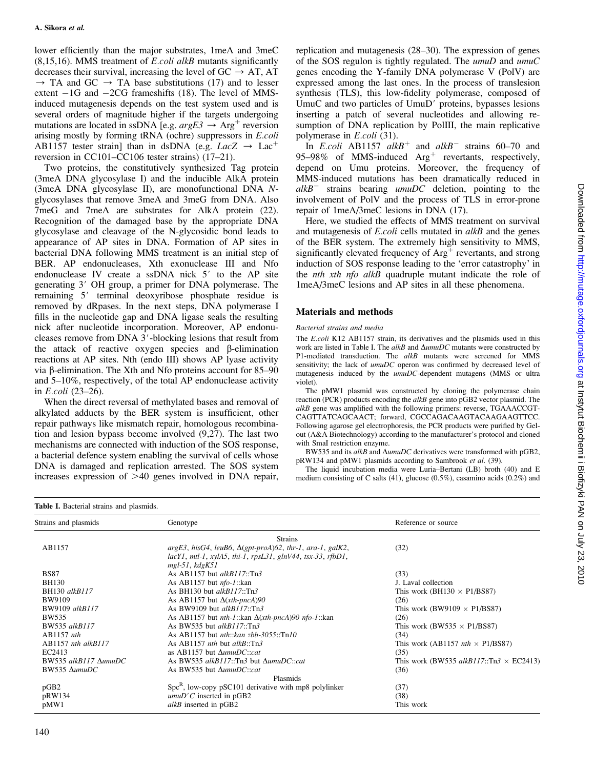lower efficiently than the major substrates, 1meA and 3meC (8,15,16). MMS treatment of *E.coli alkB* mutants significantly decreases their survival, increasing the level of GC → AT, AT → TA and GC → TA base substitutions (17) and to lesser extent −1G and −2CG frameshifts (18). The level of MMS-induced mutagenesis depends on the test system used and is several orders of magnitude higher if the targets undergoing mutations are located in ssDNA [e.g. *argE3* → Arg$^+$ reversion arising mostly by forming tRNA (ochre) suppressors in *E.coli* AB1157 tester strain] than in dsDNA (e.g. *LacZ* → Lac$^+$ reversion in CC101–CC106 tester strains) (17–21).

Two proteins, the constitutively synthesized Tag protein (3meA DNA glycosylase I) and the inducible AlkA protein (3meA DNA glycosylase II), are monofunctional DNA *N*-glycosylases that remove 3meA and 3meG from DNA. Also 7meG and 7meA are substrates for AlkA protein (22). Recognition of the damaged base by the appropriate DNA glycosylase and cleavage of the N-glycosidic bond leads to appearance of AP sites in DNA. Formation of AP sites in bacterial DNA following MMS treatment is an initial step of BER. AP endonucleases, Xth exonuclease III and Nfo endonuclease IV create a ssDNA nick 5′ to the AP site generating 3′ OH group, a primer for DNA polymerase. The remaining 5′ terminal deoxyribose phosphate residue is removed by dRpases. In the next steps, DNA polymerase I fills in the nucleotide gap and DNA ligase seals the resulting nick after nucleotide incorporation. Moreover, AP endonucleases remove from DNA 3′-blocking lesions that result from the attack of reactive oxygen species and β-elimination reactions at AP sites. Nth (endo III) shows AP lyase activity via β-elimination. The Xth and Nfo proteins account for 85–90 and 5–10%, respectively, of the total AP endonuclease activity in *E.coli* (23–26).

When the direct reversal of methylated bases and removal of alkylated adducts by the BER system is insufficient, other repair pathways like mismatch repair, homologous recombination and lesion bypass become involved (9,27). The last two mechanisms are connected with induction of the SOS response, a bacterial defence system enabling the survival of cells whose DNA is damaged and replication arrested. The SOS system increases expression of >40 genes involved in DNA repair, replication and mutagenesis (28–30). The expression of genes of the SOS regulon is tightly regulated. The *umuD* and *umuC* genes encoding the Y-family DNA polymerase V (PolV) are expressed among the last ones. In the process of translesion synthesis (TLS), this low-fidelity polymerase, composed of UmuC and two particles of UmuD′ proteins, bypasses lesions inserting a patch of several nucleotides and allowing resumption of DNA replication by PolIII, the main replicative polymerase in *E.coli* (31).

In *E.coli* AB1157 *alkB*$^+$ and *alkB*$^-$ strains 60–70 and 95–98% of MMS-induced Arg$^+$ revertants, respectively, depend on Umu proteins. Moreover, the frequency of MMS-induced mutations has been dramatically reduced in *alkB*$^-$ strains bearing *umuDC* deletion, pointing to the involvement of PolV and the process of TLS in error-prone repair of 1meA/3meC lesions in DNA (17).

Here, we studied the effects of MMS treatment on survival and mutagenesis of *E.coli* cells mutated in *alkB* and the genes of the BER system. The extremely high sensitivity to MMS, significantly elevated frequency of Arg$^+$ revertants, and strong induction of SOS response leading to the 'error catastrophe' in the *nth xth nfo alkB* quadruple mutant indicate the role of 1meA/3meC lesions and AP sites in all these phenomena.

## Materials and methods

### *Bacterial strains and media*

The *E.coli* K12 AB1157 strain, its derivatives and the plasmids used in this work are listed in Table I. The *alkB* and Δ*umuDC* mutants were constructed by P1-mediated transduction. The *alkB* mutants were screened for MMS sensitivity; the lack of *umuDC* operon was confirmed by decreased level of mutagenesis induced by the *umuDC*-dependent mutagens (MMS or ultra violet).

The pMW1 plasmid was constructed by cloning the polymerase chain reaction (PCR) products encoding the *alkB* gene into pGB2 vector plasmid. The *alkB* gene was amplified with the following primers: reverse, TGAAACCGTCAGTTATCAGCAACT; forward, CGCCAGACAAGTACAAGAAGTTCC. Following agarose gel electrophoresis, the PCR products were purified by Gel-out (A&A Biotechnology) according to the manufacturer's protocol and cloned with SmaI restriction enzyme.

BW535 and its *alkB* and Δ*umuDC* derivatives were transformed with pGB2, pRW134 and pMW1 plasmids according to Sambrook *et al.* (39).

The liquid incubation media were Luria–Bertani (LB) broth (40) and E medium consisting of C salts (41), glucose (0.5%), casamino acids (0.2%) and

**Table I.** Bacterial strains and plasmids.

| Strains and plasmids | Genotype | Reference or source |
|---|---|---|
| | Strains | |
| AB1157 | *argE3, hisG4, leuB6, Δ(gpt-proA)62, thr-1, ara-1, galK2, lacY1, mtl-1, xylA5, thi-1, rpsL31, glnV44, tsx-33, rfbD1, mgl-51, kdgK51* | (32) |
| BS87 | As AB1157 but *alkB117*::Tn*3* | (33) |
| BH130 | As AB1157 but *nfo-1*::kan | J. Laval collection |
| BH130 *alkB117* | As BH130 but *alkB117*::Tn*3* | This work (BH130 × P1/BS87) |
| BW9109 | As AB1157 but Δ(*xth-pncA*)*90* | (26) |
| BW9109 *alkB117* | As BW9109 but *alkB117*::Tn*3* | This work (BW9109 × P1/BS87) |
| BW535 | As AB1157 but *nth-1*::kan Δ(*xth-pncA*)*90 nfo-1*::kan | (26) |
| BW535 *alkB117* | As BW535 but *alkB117*::Tn*3* | This work (BW535 × P1/BS87) |
| AB1157 *nth* | As AB1157 but *nth*::*kan zbb-3055*::Tn*10* | (34) |
| AB1157 *nth alkB117* | As AB1157 *nth* but *alkB*::Tn*3* | This work (AB1157 *nth* × P1/BS87) |
| EC2413 | as AB1157 but Δ*umuDC*::*cat* | (35) |
| BW535 *alkB117* Δ*umuDC* | As BW535 *alkB117*::Tn*3* but Δ*umuDC*::*cat* | This work (BW535 *alkB117*::Tn*3* × EC2413) |
| BW535 Δ*umuDC* | As BW535 but Δ*umuDC*::*cat* | (36) |
| | Plasmids | |
| pGB2 | Spc$^R$, low-copy pSC101 derivative with mp8 polylinker | (37) |
| pRW134 | *umuD′C* inserted in pGB2 | (38) |
| pMW1 | *alkB* inserted in pGB2 | This work |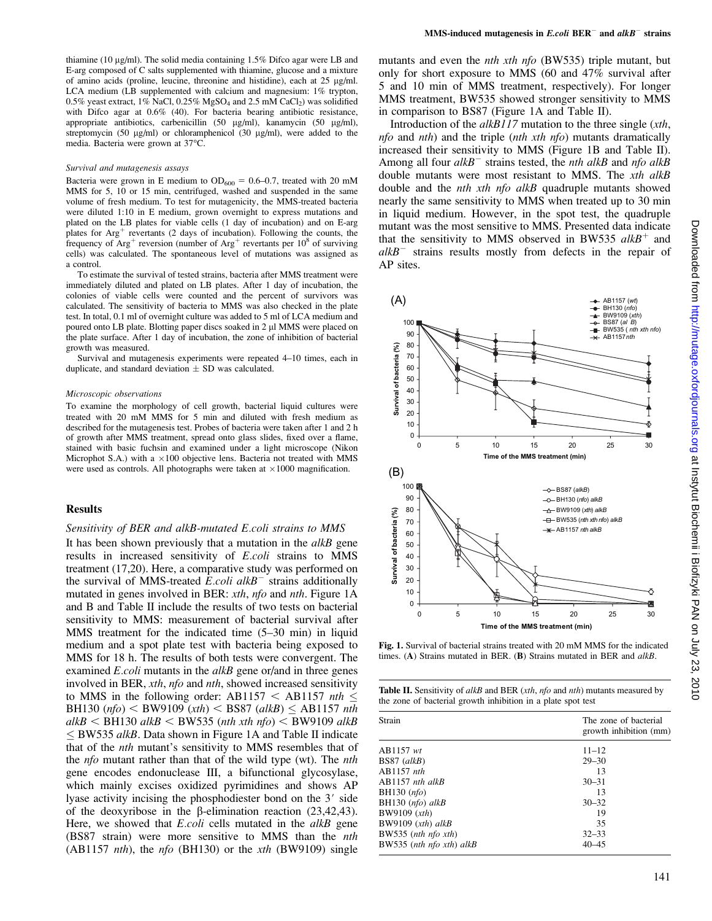thiamine (10 μg/ml). The solid media containing 1.5% Difco agar were LB and E-arg composed of C salts supplemented with thiamine, glucose and a mixture of amino acids (proline, leucine, threonine and histidine), each at 25 μg/ml. LCA medium (LB supplemented with calcium and magnesium: 1% trypton, 0.5% yeast extract, 1% NaCl, 0.25% $MgSO_4$ and 2.5 mM $CaCl_2$) was solidified with Difco agar at 0.6% (40). For bacteria bearing antibiotic resistance, appropriate antibiotics, carbenicillin (50 μg/ml), kanamycin (50 μg/ml), streptomycin (50 μg/ml) or chloramphenicol (30 μg/ml), were added to the media. Bacteria were grown at 37°C.

### Survival and mutagenesis assays

Bacteria were grown in E medium to $OD_{600}$ = 0.6–0.7, treated with 20 mM MMS for 5, 10 or 15 min, centrifuged, washed and suspended in the same volume of fresh medium. To test for mutagenicity, the MMS-treated bacteria were diluted 1:10 in E medium, grown overnight to express mutations and plated on the LB plates for viable cells (1 day of incubation) and on E-arg plates for $Arg^+$ revertants (2 days of incubation). Following the counts, the frequency of $Arg^+$ reversion (number of $Arg^+$ revertants per $10^8$ of surviving cells) was calculated. The spontaneous level of mutations was assigned as a control.

To estimate the survival of tested strains, bacteria after MMS treatment were immediately diluted and plated on LB plates. After 1 day of incubation, the colonies of viable cells were counted and the percent of survivors was calculated. The sensitivity of bacteria to MMS was also checked in the plate test. In total, 0.1 ml of overnight culture was added to 5 ml of LCA medium and poured onto LB plate. Blotting paper discs soaked in 2 μl MMS were placed on the plate surface. After 1 day of incubation, the zone of inhibition of bacterial growth was measured.

Survival and mutagenesis experiments were repeated 4–10 times, each in duplicate, and standard deviation ± SD was calculated.

### Microscopic observations

To examine the morphology of cell growth, bacterial liquid cultures were treated with 20 mM MMS for 5 min and diluted with fresh medium as described for the mutagenesis test. Probes of bacteria were taken after 1 and 2 h of growth after MMS treatment, spread onto glass slides, fixed over a flame, stained with basic fuchsin and examined under a light microscope (Nikon Microphot S.A.) with a ×100 objective lens. Bacteria not treated with MMS were used as controls. All photographs were taken at ×1000 magnification.

## Results

### Sensitivity of BER and alkB-mutated E.coli strains to MMS

It has been shown previously that a mutation in the *alkB* gene results in increased sensitivity of *E.coli* strains to MMS treatment (17,20). Here, a comparative study was performed on the survival of MMS-treated *E.coli alkB*$^-$ strains additionally mutated in genes involved in BER: *xth*, *nfo* and *nth*. Figure 1A and B and Table II include the results of two tests on bacterial sensitivity to MMS: measurement of bacterial survival after MMS treatment for the indicated time (5–30 min) in liquid medium and a spot plate test with bacteria being exposed to MMS for 18 h. The results of both tests were convergent. The examined *E.coli* mutants in the *alkB* gene or/and in three genes involved in BER, *xth*, *nfo* and *nth*, showed increased sensitivity to MMS in the following order: AB1157 < AB1157 *nth* ≤ BH130 (*nfo*) < BW9109 (*xth*) < BS87 (*alkB*) ≤ AB1157 *nth alkB* < BH130 *alkB* < BW535 (*nth xth nfo*) < BW9109 *alkB* ≤ BW535 *alkB*. Data shown in Figure 1A and Table II indicate that of the *nth* mutant's sensitivity to MMS resembles that of the *nfo* mutant rather than that of the wild type (wt). The *nth* gene encodes endonuclease III, a bifunctional glycosylase, which mainly excises oxidized pyrimidines and shows AP lyase activity incising the phosphodiester bond on the 3′ side of the deoxyribose in the β-elimination reaction (23,42,43). Here, we showed that *E.coli* cells mutated in the *alkB* gene (BS87 strain) were more sensitive to MMS than the *nth* (AB1157 *nth*), the *nfo* (BH130) or the *xth* (BW9109) single mutants and even the *nth xth nfo* (BW535) triple mutant, but only for short exposure to MMS (60 and 47% survival after 5 and 10 min of MMS treatment, respectively). For longer MMS treatment, BW535 showed stronger sensitivity to MMS in comparison to BS87 (Figure 1A and Table II).

Introduction of the *alkB117* mutation to the three single (*xth*, *nfo* and *nth*) and the triple (*nth xth nfo*) mutants dramatically increased their sensitivity to MMS (Figure 1B and Table II). Among all four *alkB*$^-$ strains tested, the *nth alkB* and *nfo alkB* double mutants were most resistant to MMS. The *xth alkB* double and the *nth xth nfo alkB* quadruple mutants showed nearly the same sensitivity to MMS when treated up to 30 min in liquid medium. However, in the spot test, the quadruple mutant was the most sensitive to MMS. Presented data indicate that the sensitivity to MMS observed in BW535 *alkB*$^+$ and *alkB*$^-$ strains results mostly from defects in the repair of AP sites.

Fig. 1. Survival of bacterial strains treated with 20 mM MMS for the indicated times. (**A**) Strains mutated in BER. (**B**) Strains mutated in BER and *alkB*.

**Table II.** Sensitivity of *alkB* and BER (*xth*, *nfo* and *nth*) mutants measured by the zone of bacterial growth inhibition in a plate spot test

| Strain | The zone of bacterial growth inhibition (mm) |
|---|---|
| AB1157 *wt* | 11–12 |
| BS87 (*alkB*) | 29–30 |
| AB1157 *nth* | 13 |
| AB1157 *nth alkB* | 30–31 |
| BH130 (*nfo*) | 13 |
| BH130 (*nfo*) *alkB* | 30–32 |
| BW9109 (*xth*) | 19 |
| BW9109 (*xth*) *alkB* | 35 |
| BW535 (*nth nfo xth*) | 32–33 |
| BW535 (*nth nfo xth*) *alkB* | 40–45 |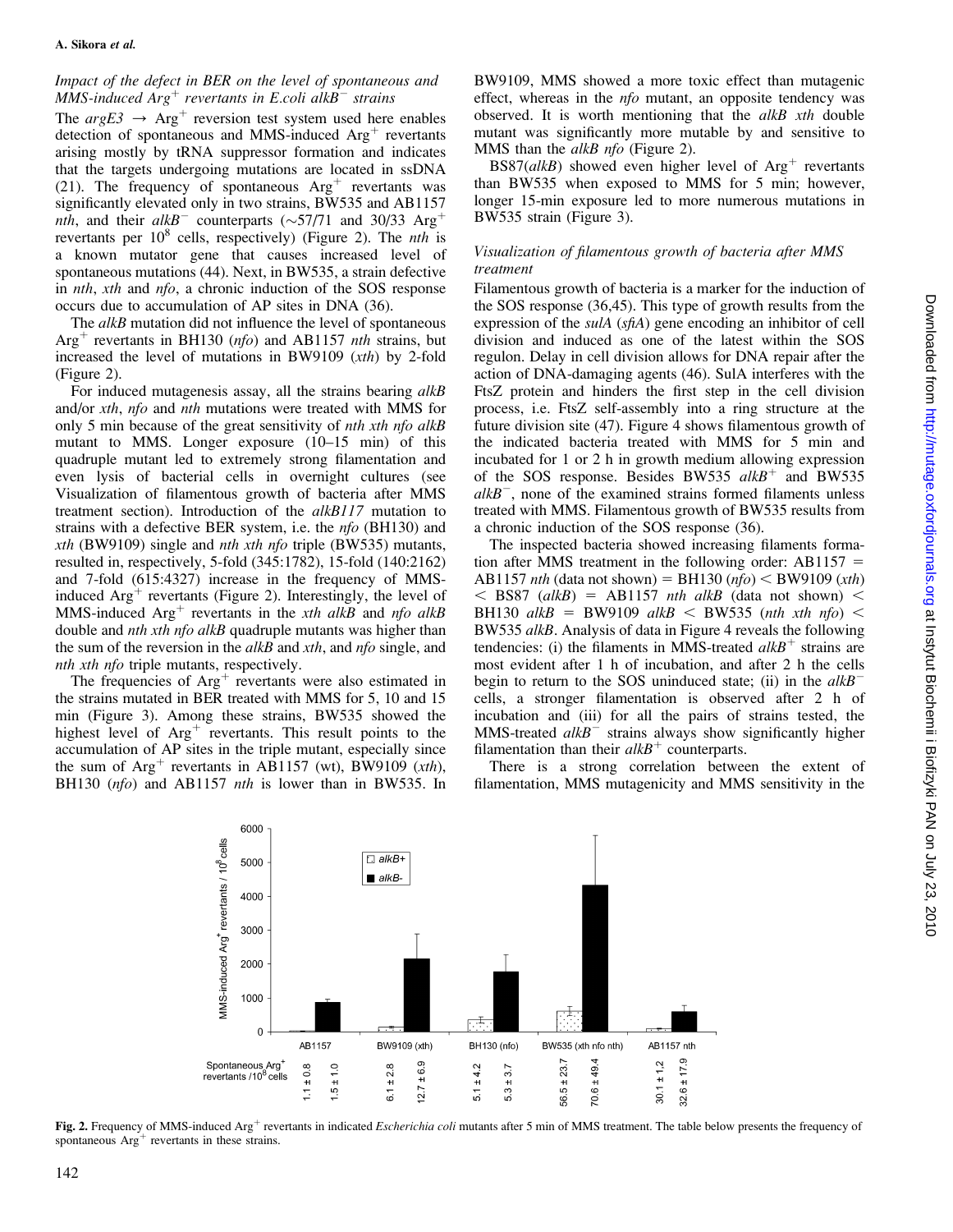### *Impact of the defect in BER on the level of spontaneous and MMS-induced Arg$^+$ revertants in E.coli alkB$^-$ strains*

The $argE3 \rightarrow$ Arg$^+$ reversion test system used here enables detection of spontaneous and MMS-induced Arg$^+$ revertants arising mostly by tRNA suppressor formation and indicates that the targets undergoing mutations are located in ssDNA (21). The frequency of spontaneous Arg$^+$ revertants was significantly elevated only in two strains, BW535 and AB1157 *nth*, and their *alkB*$^-$ counterparts (~57/71 and 30/33 Arg$^+$ revertants per $10^8$ cells, respectively) (Figure 2). The *nth* is a known mutator gene that causes increased level of spontaneous mutations (44). Next, in BW535, a strain defective in *nth*, *xth* and *nfo*, a chronic induction of the SOS response occurs due to accumulation of AP sites in DNA (36).

The *alkB* mutation did not influence the level of spontaneous Arg$^+$ revertants in BH130 (*nfo*) and AB1157 *nth* strains, but increased the level of mutations in BW9109 (*xth*) by 2-fold (Figure 2).

For induced mutagenesis assay, all the strains bearing *alkB* and/or *xth*, *nfo* and *nth* mutations were treated with MMS for only 5 min because of the great sensitivity of *nth xth nfo alkB* mutant to MMS. Longer exposure (10–15 min) of this quadruple mutant led to extremely strong filamentation and even lysis of bacterial cells in overnight cultures (see Visualization of filamentous growth of bacteria after MMS treatment section). Introduction of the *alkB117* mutation to strains with a defective BER system, i.e. the *nfo* (BH130) and *xth* (BW9109) single and *nth xth nfo* triple (BW535) mutants, resulted in, respectively, 5-fold (345:1782), 15-fold (140:2162) and 7-fold (615:4327) increase in the frequency of MMS-induced Arg$^+$ revertants (Figure 2). Interestingly, the level of MMS-induced Arg$^+$ revertants in the *xth alkB* and *nfo alkB* double and *nth xth nfo alkB* quadruple mutants was higher than the sum of the reversion in the *alkB* and *xth*, and *nfo* single, and *nth xth nfo* triple mutants, respectively.

The frequencies of Arg$^+$ revertants were also estimated in the strains mutated in BER treated with MMS for 5, 10 and 15 min (Figure 3). Among these strains, BW535 showed the highest level of Arg$^+$ revertants. This result points to the accumulation of AP sites in the triple mutant, especially since the sum of Arg$^+$ revertants in AB1157 (wt), BW9109 (*xth*), BH130 (*nfo*) and AB1157 *nth* is lower than in BW535. In BW9109, MMS showed a more toxic effect than mutagenic effect, whereas in the *nfo* mutant, an opposite tendency was observed. It is worth mentioning that the *alkB xth* double mutant was significantly more mutable by and sensitive to MMS than the *alkB nfo* (Figure 2).

BS87(*alkB*) showed even higher level of Arg$^+$ revertants than BW535 when exposed to MMS for 5 min; however, longer 15-min exposure led to more numerous mutations in BW535 strain (Figure 3).

### *Visualization of filamentous growth of bacteria after MMS treatment*

Filamentous growth of bacteria is a marker for the induction of the SOS response (36,45). This type of growth results from the expression of the *sulA* (*sfiA*) gene encoding an inhibitor of cell division and induced as one of the latest within the SOS regulon. Delay in cell division allows for DNA repair after the action of DNA-damaging agents (46). SulA interferes with the FtsZ protein and hinders the first step in the cell division process, i.e. FtsZ self-assembly into a ring structure at the future division site (47). Figure 4 shows filamentous growth of the indicated bacteria treated with MMS for 5 min and incubated for 1 or 2 h in growth medium allowing expression of the SOS response. Besides BW535 *alkB*$^+$ and BW535 *alkB*$^-$, none of the examined strains formed filaments unless treated with MMS. Filamentous growth of BW535 results from a chronic induction of the SOS response (36).

The inspected bacteria showed increasing filaments formation after MMS treatment in the following order: AB1157 = AB1157 *nth* (data not shown) = BH130 (*nfo*) < BW9109 (*xth*) < BS87 (*alkB*) = AB1157 *nth alkB* (data not shown) < BH130 *alkB* = BW9109 *alkB* < BW535 (*nth xth nfo*) < BW535 *alkB*. Analysis of data in Figure 4 reveals the following tendencies: (i) the filaments in MMS-treated *alkB*$^+$ strains are most evident after 1 h of incubation, and after 2 h the cells begin to return to the SOS uninduced state; (ii) in the *alkB*$^-$ cells, a stronger filamentation is observed after 2 h of incubation and (iii) for all the pairs of strains tested, the MMS-treated *alkB*$^-$ strains always show significantly higher filamentation than their *alkB*$^+$ counterparts.

There is a strong correlation between the extent of filamentation, MMS mutagenicity and MMS sensitivity in the

| | AB1157 | | BW9109 (xth) | | BH130 (nfo) | | BW535 (xth nfo nth) | | AB1157 nth | |
|---|---|---|---|---|---|---|---|---|---|---|
| | alkB+ | alkB- | alkB+ | alkB- | alkB+ | alkB- | alkB+ | alkB- | alkB+ | alkB- |
| Spontaneous Arg$^+$ revertants /$10^8$ cells | 1.1 ± 0.8 | 1.5 ± 1.0 | 6.1 ± 2.8 | 12.7 ± 6.9 | 5.1 ± 4.2 | 5.3 ± 3.7 | 56.5 ± 23.7 | 70.6 ± 49.4 | 30.1 ± 1.2 | 32.6 ± 17.9 |

**Fig. 2.** Frequency of MMS-induced Arg$^+$ revertants in indicated *Escherichia coli* mutants after 5 min of MMS treatment. The table below presents the frequency of spontaneous Arg$^+$ revertants in these strains.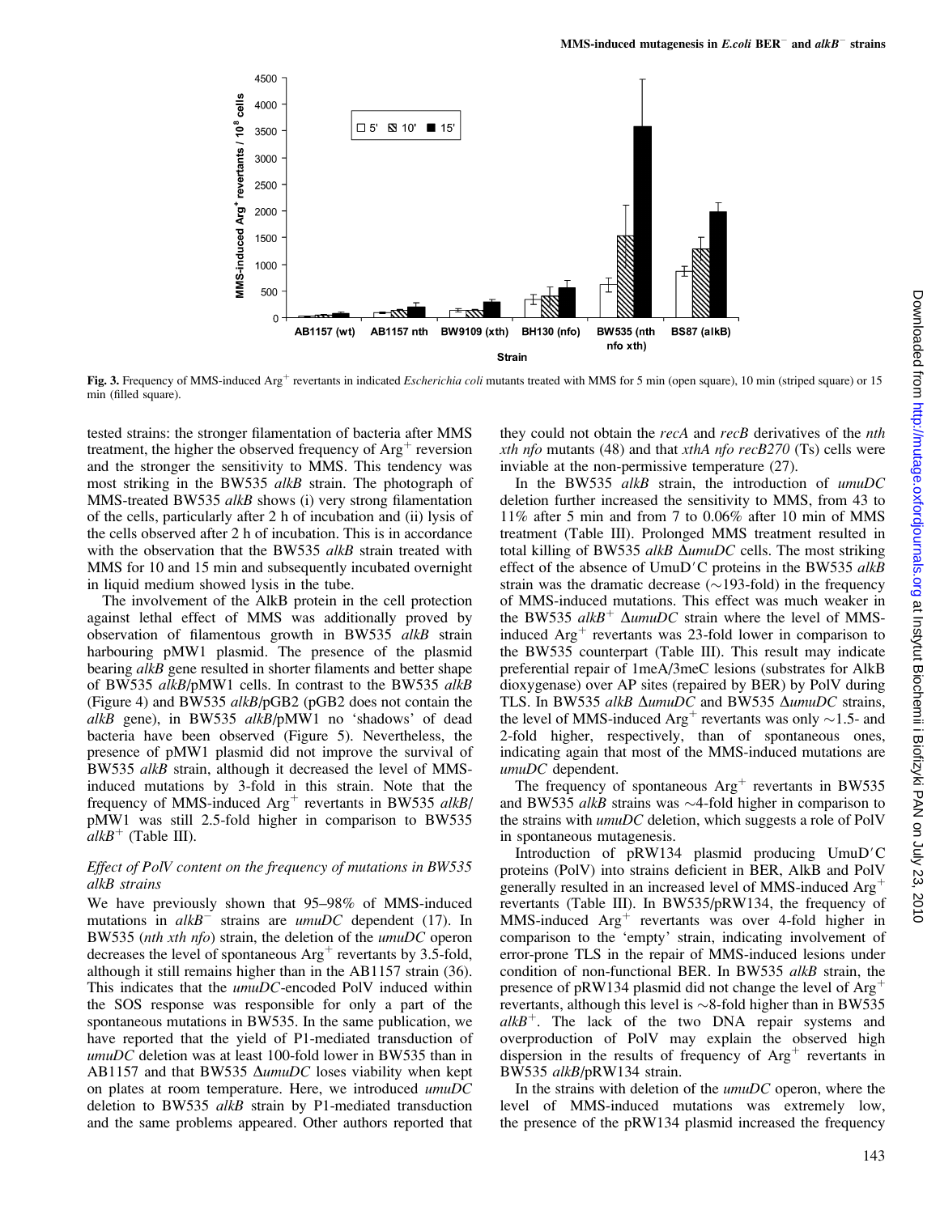Fig. 3. Frequency of MMS-induced Arg$^+$ revertants in indicated *Escherichia coli* mutants treated with MMS for 5 min (open square), 10 min (striped square) or 15 min (filled square).

tested strains: the stronger filamentation of bacteria after MMS treatment, the higher the observed frequency of Arg$^+$ reversion and the stronger the sensitivity to MMS. This tendency was most striking in the BW535 *alkB* strain. The photograph of MMS-treated BW535 *alkB* shows (i) very strong filamentation of the cells, particularly after 2 h of incubation and (ii) lysis of the cells observed after 2 h of incubation. This is in accordance with the observation that the BW535 *alkB* strain treated with MMS for 10 and 15 min and subsequently incubated overnight in liquid medium showed lysis in the tube.

The involvement of the AlkB protein in the cell protection against lethal effect of MMS was additionally proved by observation of filamentous growth in BW535 *alkB* strain harbouring pMW1 plasmid. The presence of the plasmid bearing *alkB* gene resulted in shorter filaments and better shape of BW535 *alkB*/pMW1 cells. In contrast to the BW535 *alkB* (Figure 4) and BW535 *alkB*/pGB2 (pGB2 does not contain the *alkB* gene), in BW535 *alkB*/pMW1 no 'shadows' of dead bacteria have been observed (Figure 5). Nevertheless, the presence of pMW1 plasmid did not improve the survival of BW535 *alkB* strain, although it decreased the level of MMS-induced mutations by 3-fold in this strain. Note that the frequency of MMS-induced Arg$^+$ revertants in BW535 *alkB*/pMW1 was still 2.5-fold higher in comparison to BW535 $alkB^+$ (Table III).

### *Effect of PolV content on the frequency of mutations in BW535 alkB strains*

We have previously shown that 95–98% of MMS-induced mutations in $alkB^-$ strains are *umuDC* dependent (17). In BW535 (*nth xth nfo*) strain, the deletion of the *umuDC* operon decreases the level of spontaneous Arg$^+$ revertants by 3.5-fold, although it still remains higher than in the AB1157 strain (36). This indicates that the *umuDC*-encoded PolV induced within the SOS response was responsible for only a part of the spontaneous mutations in BW535. In the same publication, we have reported that the yield of P1-mediated transduction of *umuDC* deletion was at least 100-fold lower in BW535 than in AB1157 and that BW535 Δ*umuDC* loses viability when kept on plates at room temperature. Here, we introduced *umuDC* deletion to BW535 *alkB* strain by P1-mediated transduction and the same problems appeared. Other authors reported that they could not obtain the *recA* and *recB* derivatives of the *nth xth nfo* mutants (48) and that *xthA nfo recB270* (Ts) cells were inviable at the non-permissive temperature (27).

In the BW535 *alkB* strain, the introduction of *umuDC* deletion further increased the sensitivity to MMS, from 43 to 11% after 5 min and from 7 to 0.06% after 10 min of MMS treatment (Table III). Prolonged MMS treatment resulted in total killing of BW535 *alkB* Δ*umuDC* cells. The most striking effect of the absence of UmuD′C proteins in the BW535 *alkB* strain was the dramatic decrease (~193-fold) in the frequency of MMS-induced mutations. This effect was much weaker in the BW535 $alkB^+$ Δ*umuDC* strain where the level of MMS-induced Arg$^+$ revertants was 23-fold lower in comparison to the BW535 counterpart (Table III). This result may indicate preferential repair of 1meA/3meC lesions (substrates for AlkB dioxygenase) over AP sites (repaired by BER) by PolV during TLS. In BW535 *alkB* Δ*umuDC* and BW535 Δ*umuDC* strains, the level of MMS-induced Arg$^+$ revertants was only ~1.5- and 2-fold higher, respectively, than of spontaneous ones, indicating again that most of the MMS-induced mutations are *umuDC* dependent.

The frequency of spontaneous Arg$^+$ revertants in BW535 and BW535 *alkB* strains was ~4-fold higher in comparison to the strains with *umuDC* deletion, which suggests a role of PolV in spontaneous mutagenesis.

Introduction of pRW134 plasmid producing UmuD′C proteins (PolV) into strains deficient in BER, AlkB and PolV generally resulted in an increased level of MMS-induced Arg$^+$ revertants (Table III). In BW535/pRW134, the frequency of MMS-induced Arg$^+$ revertants was over 4-fold higher in comparison to the 'empty' strain, indicating involvement of error-prone TLS in the repair of MMS-induced lesions under condition of non-functional BER. In BW535 *alkB* strain, the presence of pRW134 plasmid did not change the level of Arg$^+$ revertants, although this level is ~8-fold higher than in BW535 $alkB^+$. The lack of the two DNA repair systems and overproduction of PolV may explain the observed high dispersion in the results of frequency of Arg$^+$ revertants in BW535 *alkB*/pRW134 strain.

In the strains with deletion of the *umuDC* operon, where the level of MMS-induced mutations was extremely low, the presence of the pRW134 plasmid increased the frequency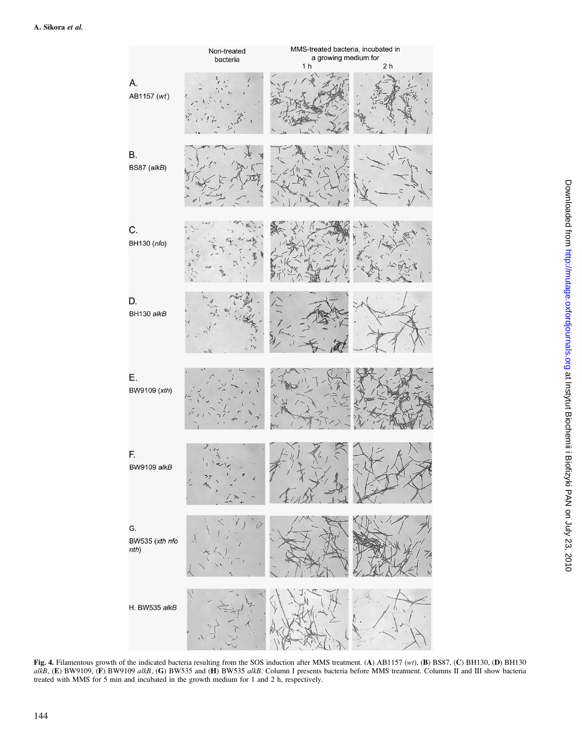**Fig. 4.** Filamentous growth of the indicated bacteria resulting from the SOS induction after MMS treatment. (**A**) AB1157 (*wt*), (**B**) BS87, (**C**) BH130, (**D**) BH130 *alkB*, (**E**) BW9109, (**F**) BW9109 *alkB*, (**G**) BW535 and (**H**) BW535 *alkB*. Column I presents bacteria before MMS treatment. Columns II and III show bacteria treated with MMS for 5 min and incubated in the growth medium for 1 and 2 h, respectively.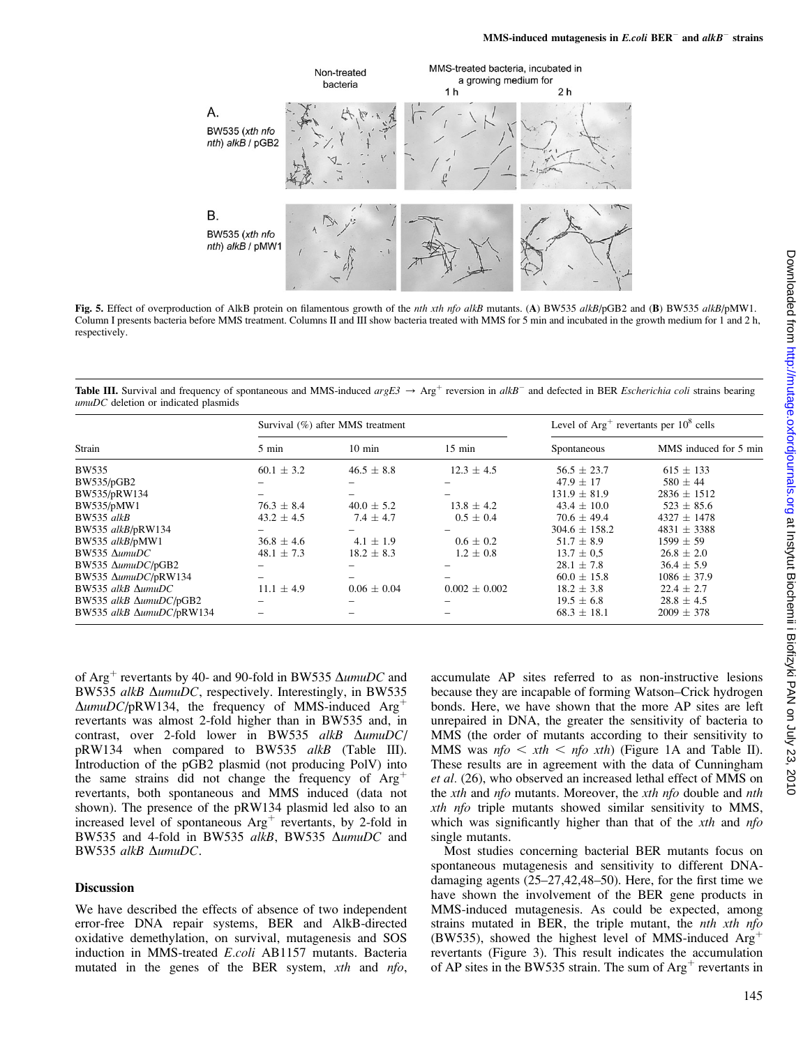**Fig. 5.** Effect of overproduction of AlkB protein on filamentous growth of the *nth xth nfo alkB* mutants. (**A**) BW535 *alkB*/pGB2 and (**B**) BW535 *alkB*/pMW1. Column I presents bacteria before MMS treatment. Columns II and III show bacteria treated with MMS for 5 min and incubated in the growth medium for 1 and 2 h, respectively.

**Table III.** Survival and frequency of spontaneous and MMS-induced *argE3* → $Arg^+$ reversion in *alkB*⁻ and defected in BER *Escherichia coli* strains bearing *umuDC* deletion or indicated plasmids

| Strain | Survival (%) after MMS treatment | | | Level of $Arg^+$ revertants per $10^8$ cells | |
|---|---|---|---|---|---|
| | 5 min | 10 min | 15 min | Spontaneous | MMS induced for 5 min |
| BW535 | 60.1 ± 3.2 | 46.5 ± 8.8 | 12.3 ± 4.5 | 56.5 ± 23.7 | 615 ± 133 |
| BW535/pGB2 | – | – | – | 47.9 ± 17 | 580 ± 44 |
| BW535/pRW134 | – | – | – | 131.9 ± 81.9 | 2836 ± 1512 |
| BW535/pMW1 | 76.3 ± 8.4 | 40.0 ± 5.2 | 13.8 ± 4.2 | 43.4 ± 10.0 | 523 ± 85.6 |
| BW535 *alkB* | 43.2 ± 4.5 | 7.4 ± 4.7 | 0.5 ± 0.4 | 70.6 ± 49.4 | 4327 ± 1478 |
| BW535 *alkB*/pRW134 | – | – | – | 304.6 ± 158.2 | 4831 ± 3388 |
| BW535 *alkB*/pMW1 | 36.8 ± 4.6 | 4.1 ± 1.9 | 0.6 ± 0.2 | 51.7 ± 8.9 | 1599 ± 59 |
| BW535 Δ*umuDC* | 48.1 ± 7.3 | 18.2 ± 8.3 | 1.2 ± 0.8 | 13.7 ± 0,5 | 26.8 ± 2.0 |
| BW535 Δ*umuDC*/pGB2 | – | – | – | 28.1 ± 7.8 | 36.4 ± 5.9 |
| BW535 Δ*umuDC*/pRW134 | – | – | – | 60.0 ± 15.8 | 1086 ± 37.9 |
| BW535 *alkB* Δ*umuDC* | 11.1 ± 4.9 | 0.06 ± 0.04 | 0.002 ± 0.002 | 18.2 ± 3.8 | 22.4 ± 2.7 |
| BW535 *alkB* Δ*umuDC*/pGB2 | – | – | – | 19.5 ± 6.8 | 28.8 ± 4.5 |
| BW535 *alkB* Δ*umuDC*/pRW134 | – | – | – | 68.3 ± 18.1 | 2009 ± 378 |

of $Arg^+$ revertants by 40- and 90-fold in BW535 Δ*umuDC* and BW535 *alkB* Δ*umuDC*, respectively. Interestingly, in BW535 Δ*umuDC*/pRW134, the frequency of MMS-induced $Arg^+$ revertants was almost 2-fold higher than in BW535 and, in contrast, over 2-fold lower in BW535 *alkB* Δ*umuDC*/pRW134 when compared to BW535 *alkB* (Table III). Introduction of the pGB2 plasmid (not producing PolV) into the same strains did not change the frequency of $Arg^+$ revertants, both spontaneous and MMS induced (data not shown). The presence of the pRW134 plasmid led also to an increased level of spontaneous $Arg^+$ revertants, by 2-fold in BW535 and 4-fold in BW535 *alkB*, BW535 Δ*umuDC* and BW535 *alkB* Δ*umuDC*.

## Discussion

We have described the effects of absence of two independent error-free DNA repair systems, BER and AlkB-directed oxidative demethylation, on survival, mutagenesis and SOS induction in MMS-treated *E.coli* AB1157 mutants. Bacteria mutated in the genes of the BER system, *xth* and *nfo*, accumulate AP sites referred to as non-instructive lesions because they are incapable of forming Watson–Crick hydrogen bonds. Here, we have shown that the more AP sites are left unrepaired in DNA, the greater the sensitivity of bacteria to MMS (the order of mutants according to their sensitivity to MMS was *nfo* < *xth* < *nfo xth*) (Figure 1A and Table II). These results are in agreement with the data of Cunningham *et al.* (26), who observed an increased lethal effect of MMS on the *xth* and *nfo* mutants. Moreover, the *xth nfo* double and *nth xth nfo* triple mutants showed similar sensitivity to MMS, which was significantly higher than that of the *xth* and *nfo* single mutants.

Most studies concerning bacterial BER mutants focus on spontaneous mutagenesis and sensitivity to different DNA-damaging agents (25–27,42,48–50). Here, for the first time we have shown the involvement of the BER gene products in MMS-induced mutagenesis. As could be expected, among strains mutated in BER, the triple mutant, the *nth xth nfo* (BW535), showed the highest level of MMS-induced $Arg^+$ revertants (Figure 3). This result indicates the accumulation of AP sites in the BW535 strain. The sum of $Arg^+$ revertants in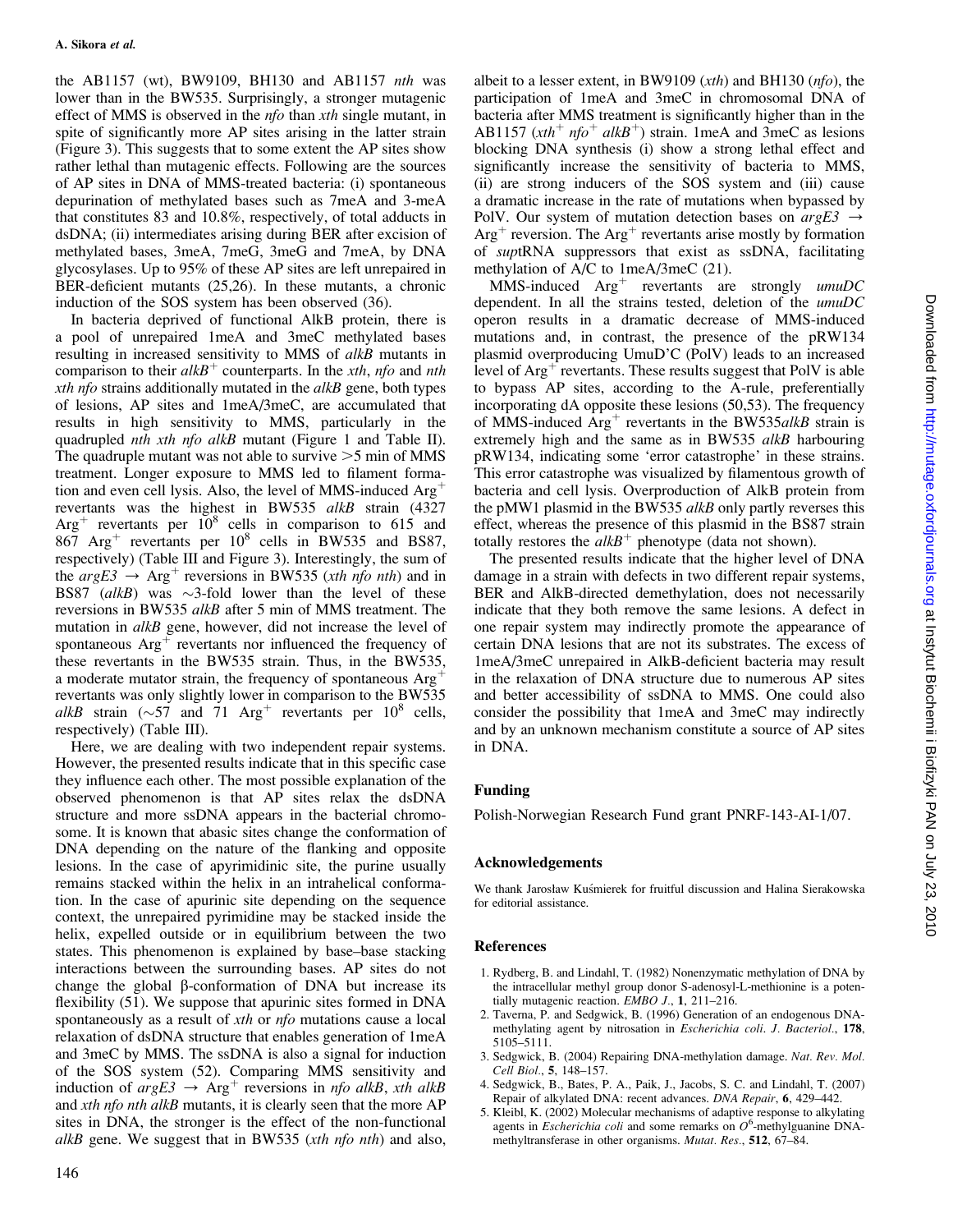the AB1157 (wt), BW9109, BH130 and AB1157 *nth* was lower than in the BW535. Surprisingly, a stronger mutagenic effect of MMS is observed in the *nfo* than *xth* single mutant, in spite of significantly more AP sites arising in the latter strain (Figure 3). This suggests that to some extent the AP sites show rather lethal than mutagenic effects. Following are the sources of AP sites in DNA of MMS-treated bacteria: (i) spontaneous depurination of methylated bases such as 7meA and 3-meA that constitutes 83 and 10.8%, respectively, of total adducts in dsDNA; (ii) intermediates arising during BER after excision of methylated bases, 3meA, 7meG, 3meG and 7meA, by DNA glycosylases. Up to 95% of these AP sites are left unrepaired in BER-deficient mutants (25,26). In these mutants, a chronic induction of the SOS system has been observed (36).

In bacteria deprived of functional AlkB protein, there is a pool of unrepaired 1meA and 3meC methylated bases resulting in increased sensitivity to MMS of *alkB* mutants in comparison to their $alkB^+$ counterparts. In the *xth*, *nfo* and *nth xth nfo* strains additionally mutated in the *alkB* gene, both types of lesions, AP sites and 1meA/3meC, are accumulated that results in high sensitivity to MMS, particularly in the quadrupled *nth xth nfo alkB* mutant (Figure 1 and Table II). The quadruple mutant was not able to survive >5 min of MMS treatment. Longer exposure to MMS led to filament formation and even cell lysis. Also, the level of MMS-induced $Arg^+$ revertants was the highest in BW535 *alkB* strain (4327 $Arg^+$ revertants per $10^8$ cells in comparison to 615 and 867 $Arg^+$ revertants per $10^8$ cells in BW535 and BS87, respectively) (Table III and Figure 3). Interestingly, the sum of the $argE3 \rightarrow Arg^+$ reversions in BW535 (*xth nfo nth*) and in BS87 (*alkB*) was ~3-fold lower than the level of these reversions in BW535 *alkB* after 5 min of MMS treatment. The mutation in *alkB* gene, however, did not increase the level of spontaneous $Arg^+$ revertants nor influenced the frequency of these revertants in the BW535 strain. Thus, in the BW535, a moderate mutator strain, the frequency of spontaneous $Arg^+$ revertants was only slightly lower in comparison to the BW535 *alkB* strain (~57 and 71 $Arg^+$ revertants per $10^8$ cells, respectively) (Table III).

Here, we are dealing with two independent repair systems. However, the presented results indicate that in this specific case they influence each other. The most possible explanation of the observed phenomenon is that AP sites relax the dsDNA structure and more ssDNA appears in the bacterial chromosome. It is known that abasic sites change the conformation of DNA depending on the nature of the flanking and opposite lesions. In the case of apyrimidinic site, the purine usually remains stacked within the helix in an intrahelical conformation. In the case of apurinic site depending on the sequence context, the unrepaired pyrimidine may be stacked inside the helix, expelled outside or in equilibrium between the two states. This phenomenon is explained by base–base stacking interactions between the surrounding bases. AP sites do not change the global β-conformation of DNA but increase its flexibility (51). We suppose that apurinic sites formed in DNA spontaneously as a result of *xth* or *nfo* mutations cause a local relaxation of dsDNA structure that enables generation of 1meA and 3meC by MMS. The ssDNA is also a signal for induction of the SOS system (52). Comparing MMS sensitivity and induction of $argE3 \rightarrow Arg^+$ reversions in *nfo alkB*, *xth alkB* and *xth nfo nth alkB* mutants, it is clearly seen that the more AP sites in DNA, the stronger is the effect of the non-functional *alkB* gene. We suggest that in BW535 (*xth nfo nth*) and also, albeit to a lesser extent, in BW9109 (*xth*) and BH130 (*nfo*), the participation of 1meA and 3meC in chromosomal DNA of bacteria after MMS treatment is significantly higher than in the AB1157 ($xth^+$ $nfo^+$ $alkB^+$) strain. 1meA and 3meC as lesions blocking DNA synthesis (i) show a strong lethal effect and significantly increase the sensitivity of bacteria to MMS, (ii) are strong inducers of the SOS system and (iii) cause a dramatic increase in the rate of mutations when bypassed by PolV. Our system of mutation detection bases on $argE3 \rightarrow Arg^+$ reversion. The $Arg^+$ revertants arise mostly by formation of *sup*tRNA suppressors that exist as ssDNA, facilitating methylation of A/C to 1meA/3meC (21).

MMS-induced $Arg^+$ revertants are strongly *umuDC* dependent. In all the strains tested, deletion of the *umuDC* operon results in a dramatic decrease of MMS-induced mutations and, in contrast, the presence of the pRW134 plasmid overproducing UmuD'C (PolV) leads to an increased level of $Arg^+$ revertants. These results suggest that PolV is able to bypass AP sites, according to the A-rule, preferentially incorporating dA opposite these lesions (50,53). The frequency of MMS-induced $Arg^+$ revertants in the BW535*alkB* strain is extremely high and the same as in BW535 *alkB* harbouring pRW134, indicating some 'error catastrophe' in these strains. This error catastrophe was visualized by filamentous growth of bacteria and cell lysis. Overproduction of AlkB protein from the pMW1 plasmid in the BW535 *alkB* only partly reverses this effect, whereas the presence of this plasmid in the BS87 strain totally restores the $alkB^+$ phenotype (data not shown).

The presented results indicate that the higher level of DNA damage in a strain with defects in two different repair systems, BER and AlkB-directed demethylation, does not necessarily indicate that they both remove the same lesions. A defect in one repair system may indirectly promote the appearance of certain DNA lesions that are not its substrates. The excess of 1meA/3meC unrepaired in AlkB-deficient bacteria may result in the relaxation of DNA structure due to numerous AP sites and better accessibility of ssDNA to MMS. One could also consider the possibility that 1meA and 3meC may indirectly and by an unknown mechanism constitute a source of AP sites in DNA.

## Funding

Polish-Norwegian Research Fund grant PNRF-143-AI-1/07.

## Acknowledgements

We thank Jarosław Kuśmierek for fruitful discussion and Halina Sierakowska for editorial assistance.

## References

1. Rydberg, B. and Lindahl, T. (1982) Nonenzymatic methylation of DNA by the intracellular methyl group donor S-adenosyl-L-methionine is a potentially mutagenic reaction. *EMBO J.*, **1**, 211–216.
2. Taverna, P. and Sedgwick, B. (1996) Generation of an endogenous DNA-methylating agent by nitrosation in *Escherichia coli*. *J. Bacteriol.*, **178**, 5105–5111.
3. Sedgwick, B. (2004) Repairing DNA-methylation damage. *Nat. Rev. Mol. Cell Biol.*, **5**, 148–157.
4. Sedgwick, B., Bates, P. A., Paik, J., Jacobs, S. C. and Lindahl, T. (2007) Repair of alkylated DNA: recent advances. *DNA Repair*, **6**, 429–442.
5. Kleibl, K. (2002) Molecular mechanisms of adaptive response to alkylating agents in *Escherichia coli* and some remarks on $O^6$-methylguanine DNA-methyltransferase in other organisms. *Mutat. Res.*, **512**, 67–84.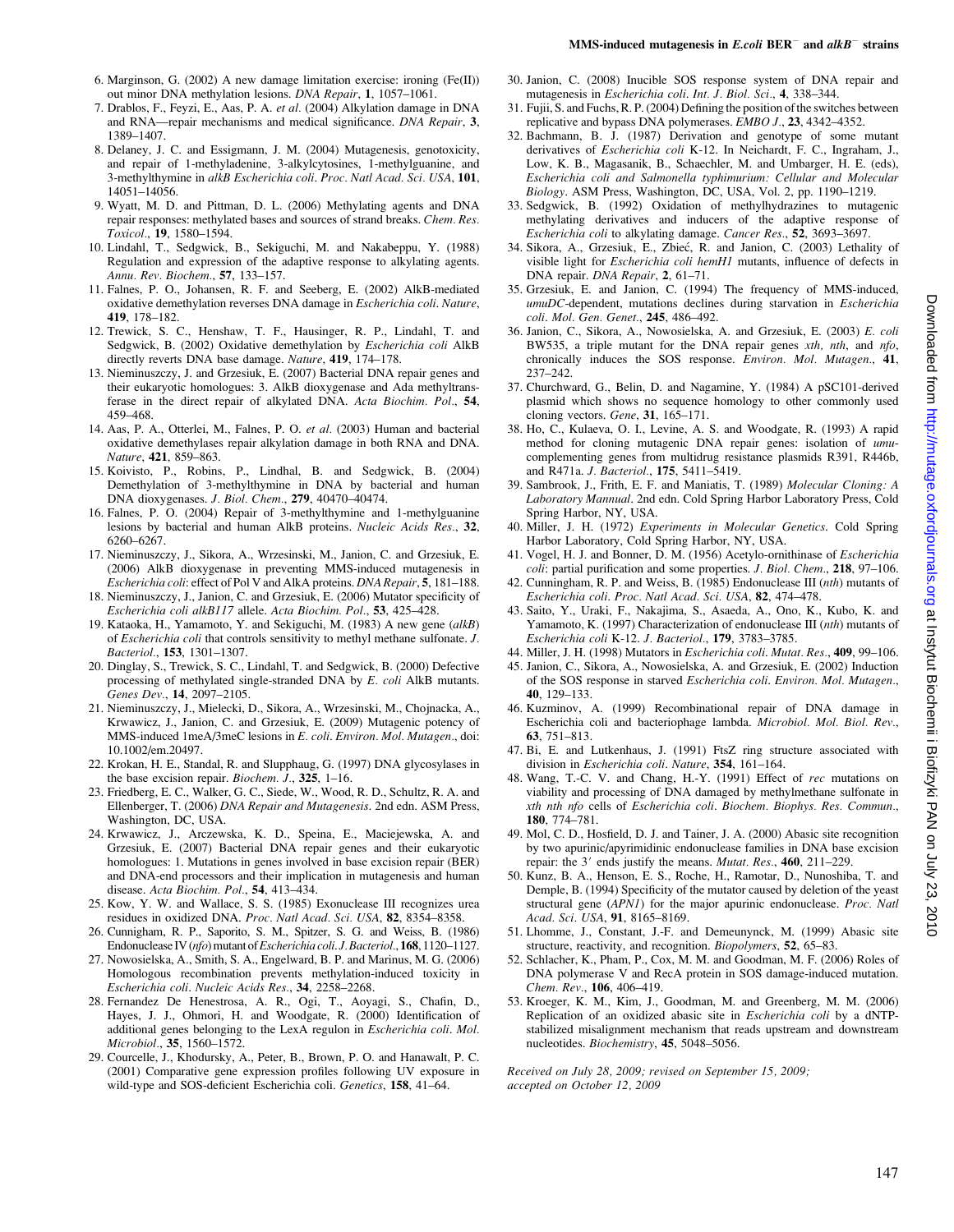6. Marginson, G. (2002) A new damage limitation exercise: ironing (Fe(II)) out minor DNA methylation lesions. *DNA Repair*, **1**, 1057–1061.
7. Drablos, F., Feyzi, E., Aas, P. A. *et al.* (2004) Alkylation damage in DNA and RNA—repair mechanisms and medical significance. *DNA Repair*, **3**, 1389–1407.
8. Delaney, J. C. and Essigmann, J. M. (2004) Mutagenesis, genotoxicity, and repair of 1-methyladenine, 3-alkylcytosines, 1-methylguanine, and 3-methylthymine in *alkB Escherichia coli*. *Proc. Natl Acad. Sci. USA*, **101**, 14051–14056.
9. Wyatt, M. D. and Pittman, D. L. (2006) Methylating agents and DNA repair responses: methylated bases and sources of strand breaks. *Chem. Res. Toxicol.*, **19**, 1580–1594.
10. Lindahl, T., Sedgwick, B., Sekiguchi, M. and Nakabeppu, Y. (1988) Regulation and expression of the adaptive response to alkylating agents. *Annu. Rev. Biochem.*, **57**, 133–157.
11. Falnes, P. O., Johansen, R. F. and Seeberg, E. (2002) AlkB-mediated oxidative demethylation reverses DNA damage in *Escherichia coli*. *Nature*, **419**, 178–182.
12. Trewick, S. C., Henshaw, T. F., Hausinger, R. P., Lindahl, T. and Sedgwick, B. (2002) Oxidative demethylation by *Escherichia coli* AlkB directly reverts DNA base damage. *Nature*, **419**, 174–178.
13. Nieminuszczy, J. and Grzesiuk, E. (2007) Bacterial DNA repair genes and their eukaryotic homologues: 3. AlkB dioxygenase and Ada methyltransferase in the direct repair of alkylated DNA. *Acta Biochim. Pol.*, **54**, 459–468.
14. Aas, P. A., Otterlei, M., Falnes, P. O. *et al.* (2003) Human and bacterial oxidative demethylases repair alkylation damage in both RNA and DNA. *Nature*, **421**, 859–863.
15. Koivisto, P., Robins, P., Lindhal, B. and Sedgwick, B. (2004) Demethylation of 3-methylthymine in DNA by bacterial and human DNA dioxygenases. *J. Biol. Chem.*, **279**, 40470–40474.
16. Falnes, P. O. (2004) Repair of 3-methylthymine and 1-methylguanine lesions by bacterial and human AlkB proteins. *Nucleic Acids Res.*, **32**, 6260–6267.
17. Nieminuszczy, J., Sikora, A., Wrzesinski, M., Janion, C. and Grzesiuk, E. (2006) AlkB dioxygenase in preventing MMS-induced mutagenesis in *Escherichia coli*: effect of Pol V and AlkA proteins. *DNA Repair*, **5**, 181–188.
18. Nieminuszczy, J., Janion, C. and Grzesiuk, E. (2006) Mutator specificity of *Escherichia coli alkB117* allele. *Acta Biochim. Pol.*, **53**, 425–428.
19. Kataoka, H., Yamamoto, Y. and Sekiguchi, M. (1983) A new gene (*alkB*) of *Escherichia coli* that controls sensitivity to methyl methane sulfonate. *J. Bacteriol.*, **153**, 1301–1307.
20. Dinglay, S., Trewick, S. C., Lindahl, T. and Sedgwick, B. (2000) Defective processing of methylated single-stranded DNA by *E. coli* AlkB mutants. *Genes Dev.*, **14**, 2097–2105.
21. Nieminuszczy, J., Mielecki, D., Sikora, A., Wrzesinski, M., Chojnacka, A., Krwawicz, J., Janion, C. and Grzesiuk, E. (2009) Mutagenic potency of MMS-induced 1meA/3meC lesions in *E. coli*. *Environ. Mol. Mutagen.*, doi: 10.1002/em.20497.
22. Krokan, H. E., Standal, R. and Slupphaug, G. (1997) DNA glycosylases in the base excision repair. *Biochem. J.*, **325**, 1–16.
23. Friedberg, E. C., Walker, G. C., Siede, W., Wood, R. D., Schultz, R. A. and Ellenberger, T. (2006) *DNA Repair and Mutagenesis*. 2nd edn. ASM Press, Washington, DC, USA.
24. Krwawicz, J., Arczewska, K. D., Speina, E., Maciejewska, A. and Grzesiuk, E. (2007) Bacterial DNA repair genes and their eukaryotic homologues: 1. Mutations in genes involved in base excision repair (BER) and DNA-end processors and their implication in mutagenesis and human disease. *Acta Biochim. Pol.*, **54**, 413–434.
25. Kow, Y. W. and Wallace, S. S. (1985) Exonuclease III recognizes urea residues in oxidized DNA. *Proc. Natl Acad. Sci. USA*, **82**, 8354–8358.
26. Cunnigham, R. P., Saporito, S. M., Spitzer, S. G. and Weiss, B. (1986) Endonuclease IV (*nfo*) mutant of *Escherichia coli*. *J. Bacteriol.*, **168**, 1120–1127.
27. Nowosielska, A., Smith, S. A., Engelward, B. P. and Marinus, M. G. (2006) Homologous recombination prevents methylation-induced toxicity in *Escherichia coli*. *Nucleic Acids Res.*, **34**, 2258–2268.
28. Fernandez De Henestrosa, A. R., Ogi, T., Aoyagi, S., Chafin, D., Hayes, J. J., Ohmori, H. and Woodgate, R. (2000) Identification of additional genes belonging to the LexA regulon in *Escherichia coli*. *Mol. Microbiol.*, **35**, 1560–1572.
29. Courcelle, J., Khodursky, A., Peter, B., Brown, P. O. and Hanawalt, P. C. (2001) Comparative gene expression profiles following UV exposure in wild-type and SOS-deficient Escherichia coli. *Genetics*, **158**, 41–64.
30. Janion, C. (2008) Inucible SOS response system of DNA repair and mutagenesis in *Escherichia coli*. *Int. J. Biol. Sci.*, **4**, 338–344.
31. Fujii, S. and Fuchs, R. P. (2004) Defining the position of the switches between replicative and bypass DNA polymerases. *EMBO J.*, **23**, 4342–4352.
32. Bachmann, B. J. (1987) Derivation and genotype of some mutant derivatives of *Escherichia coli* K-12. In Neichardt, F. C., Ingraham, J., Low, K. B., Magasanik, B., Schaechler, M. and Umbarger, H. E. (eds), *Escherichia coli and Salmonella typhimurium: Cellular and Molecular Biology*. ASM Press, Washington, DC, USA, Vol. 2, pp. 1190–1219.
33. Sedgwick, B. (1992) Oxidation of methylhydrazines to mutagenic methylating derivatives and inducers of the adaptive response of *Escherichia coli* to alkylating damage. *Cancer Res.*, **52**, 3693–3697.
34. Sikora, A., Grzesiuk, E., Zbieć, R. and Janion, C. (2003) Lethality of visible light for *Escherichia coli hemH1* mutants, influence of defects in DNA repair. *DNA Repair*, **2**, 61–71.
35. Grzesiuk, E. and Janion, C. (1994) The frequency of MMS-induced, *umuDC*-dependent, mutations declines during starvation in *Escherichia coli*. *Mol. Gen. Genet.*, **245**, 486–492.
36. Janion, C., Sikora, A., Nowosielska, A. and Grzesiuk, E. (2003) *E. coli* BW535, a triple mutant for the DNA repair genes *xth*, *nth*, and *nfo*, chronically induces the SOS response. *Environ. Mol. Mutagen.*, **41**, 237–242.
37. Churchward, G., Belin, D. and Nagamine, Y. (1984) A pSC101-derived plasmid which shows no sequence homology to other commonly used cloning vectors. *Gene*, **31**, 165–171.
38. Ho, C., Kulaeva, O. I., Levine, A. S. and Woodgate, R. (1993) A rapid method for cloning mutagenic DNA repair genes: isolation of *umu*-complementing genes from multidrug resistance plasmids R391, R446b, and R471a. *J. Bacteriol.*, **175**, 5411–5419.
39. Sambrook, J., Frith, E. F. and Maniatis, T. (1989) *Molecular Cloning: A Laboratory Mannual*. 2nd edn. Cold Spring Harbor Laboratory Press, Cold Spring Harbor, NY, USA.
40. Miller, J. H. (1972) *Experiments in Molecular Genetics*. Cold Spring Harbor Laboratory, Cold Spring Harbor, NY, USA.
41. Vogel, H. J. and Bonner, D. M. (1956) Acetylo-ornithinase of *Escherichia coli*: partial purification and some properties. *J. Biol. Chem.*, **218**, 97–106.
42. Cunningham, R. P. and Weiss, B. (1985) Endonuclease III (*nth*) mutants of *Escherichia coli*. *Proc. Natl Acad. Sci. USA*, **82**, 474–478.
43. Saito, Y., Uraki, F., Nakajima, S., Asaeda, A., Ono, K., Kubo, K. and Yamamoto, K. (1997) Characterization of endonuclease III (*nth*) mutants of *Escherichia coli* K-12. *J. Bacteriol.*, **179**, 3783–3785.
44. Miller, J. H. (1998) Mutators in *Escherichia coli*. *Mutat. Res.*, **409**, 99–106.
45. Janion, C., Sikora, A., Nowosielska, A. and Grzesiuk, E. (2002) Induction of the SOS response in starved *Escherichia coli*. *Environ. Mol. Mutagen.*, **40**, 129–133.
46. Kuzminov, A. (1999) Recombinational repair of DNA damage in Escherichia coli and bacteriophage lambda. *Microbiol. Mol. Biol. Rev.*, **63**, 751–813.
47. Bi, E. and Lutkenhaus, J. (1991) FtsZ ring structure associated with division in *Escherichia coli*. *Nature*, **354**, 161–164.
48. Wang, T.-C. V. and Chang, H.-Y. (1991) Effect of *rec* mutations on viability and processing of DNA damaged by methylmethane sulfonate in *xth nth nfo* cells of *Escherichia coli*. *Biochem. Biophys. Res. Commun.*, **180**, 774–781.
49. Mol, C. D., Hosfield, D. J. and Tainer, J. A. (2000) Abasic site recognition by two apurinic/apyrimidinic endonuclease families in DNA base excision repair: the 3′ ends justify the means. *Mutat. Res.*, **460**, 211–229.
50. Kunz, B. A., Henson, E. S., Roche, H., Ramotar, D., Nunoshiba, T. and Demple, B. (1994) Specificity of the mutator caused by deletion of the yeast structural gene (*APN1*) for the major apurinic endonuclease. *Proc. Natl Acad. Sci. USA*, **91**, 8165–8169.
51. Lhomme, J., Constant, J.-F. and Demeunynck, M. (1999) Abasic site structure, reactivity, and recognition. *Biopolymers*, **52**, 65–83.
52. Schlacher, K., Pham, P., Cox, M. M. and Goodman, M. F. (2006) Roles of DNA polymerase V and RecA protein in SOS damage-induced mutation. *Chem. Rev.*, **106**, 406–419.
53. Kroeger, K. M., Kim, J., Goodman, M. and Greenberg, M. M. (2006) Replication of an oxidized abasic site in *Escherichia coli* by a dNTP-stabilized misalignment mechanism that reads upstream and downstream nucleotides. *Biochemistry*, **45**, 5048–5056.

*Received on July 28, 2009; revised on September 15, 2009; accepted on October 12, 2009*